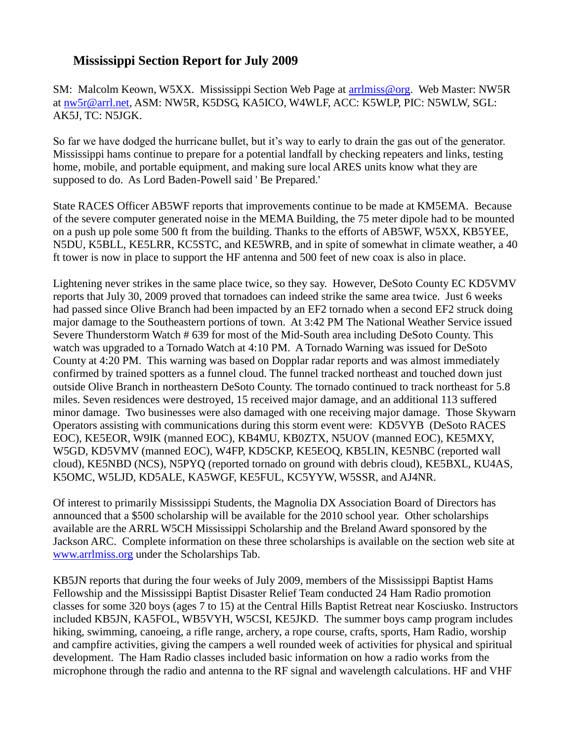## Mississippi Section Report for July 2009

SM: Malcolm Keown, W5XX. Mississippi Section Web Page at arrlmiss@org. Web Master: NW5R at nw5r@arrl.net, ASM: NW5R, K5DSG, KA5ICO, W4WLF, ACC: K5WLP, PIC: N5WLW, SGL: AK5J, TC: N5JGK.

So far we have dodged the hurricane bullet, but it's way to early to drain the gas out of the generator. Mississippi hams continue to prepare for a potential landfall by checking repeaters and links, testing home, mobile, and portable equipment, and making sure local ARES units know what they are supposed to do. As Lord Baden-Powell said ' Be Prepared.'

State RACES Officer AB5WF reports that improvements continue to be made at KM5EMA. Because of the severe computer generated noise in the MEMA Building, the 75 meter dipole had to be mounted on a push up pole some 500 ft from the building. Thanks to the efforts of AB5WF, W5XX, KB5YEE, N5DU, K5BLL, KE5LRR, KC5STC, and KE5WRB, and in spite of somewhat in climate weather, a 40 ft tower is now in place to support the HF antenna and 500 feet of new coax is also in place.

Lightening never strikes in the same place twice, so they say. However, DeSoto County EC KD5VMV reports that July 30, 2009 proved that tornadoes can indeed strike the same area twice. Just 6 weeks had passed since Olive Branch had been impacted by an EF2 tornado when a second EF2 struck doing major damage to the Southeastern portions of town. At 3:42 PM The National Weather Service issued Severe Thunderstorm Watch # 639 for most of the Mid-South area including DeSoto County. This watch was upgraded to a Tornado Watch at 4:10 PM. A Tornado Warning was issued for DeSoto County at 4:20 PM. This warning was based on Dopplar radar reports and was almost immediately confirmed by trained spotters as a funnel cloud. The funnel tracked northeast and touched down just outside Olive Branch in northeastern DeSoto County. The tornado continued to track northeast for 5.8 miles. Seven residences were destroyed, 15 received major damage, and an additional 113 suffered minor damage. Two businesses were also damaged with one receiving major damage. Those Skywarn Operators assisting with communications during this storm event were: KD5VYB (DeSoto RACES EOC), KE5EOR, W9IK (manned EOC), KB4MU, KB0ZTX, N5UOV (manned EOC), KE5MXY, W5GD, KD5VMV (manned EOC), W4FP, KD5CKP, KE5EOQ, KB5LIN, KE5NBC (reported wall cloud), KE5NBD (NCS), N5PYQ (reported tornado on ground with debris cloud), KE5BXL, KU4AS, K5OMC, W5LJD, KD5ALE, KA5WGF, KE5FUL, KC5YYW, W5SSR, and AJ4NR.

Of interest to primarily Mississippi Students, the Magnolia DX Association Board of Directors has announced that a $500 scholarship will be available for the 2010 school year. Other scholarships available are the ARRL W5CH Mississippi Scholarship and the Breland Award sponsored by the Jackson ARC. Complete information on these three scholarships is available on the section web site at www.arrlmiss.org under the Scholarships Tab.

KB5JN reports that during the four weeks of July 2009, members of the Mississippi Baptist Hams Fellowship and the Mississippi Baptist Disaster Relief Team conducted 24 Ham Radio promotion classes for some 320 boys (ages 7 to 15) at the Central Hills Baptist Retreat near Kosciusko. Instructors included KB5JN, KA5FOL, WB5VYH, W5CSI, KE5JKD. The summer boys camp program includes hiking, swimming, canoeing, a rifle range, archery, a rope course, crafts, sports, Ham Radio, worship and campfire activities, giving the campers a well rounded week of activities for physical and spiritual development. The Ham Radio classes included basic information on how a radio works from the microphone through the radio and antenna to the RF signal and wavelength calculations. HF and VHF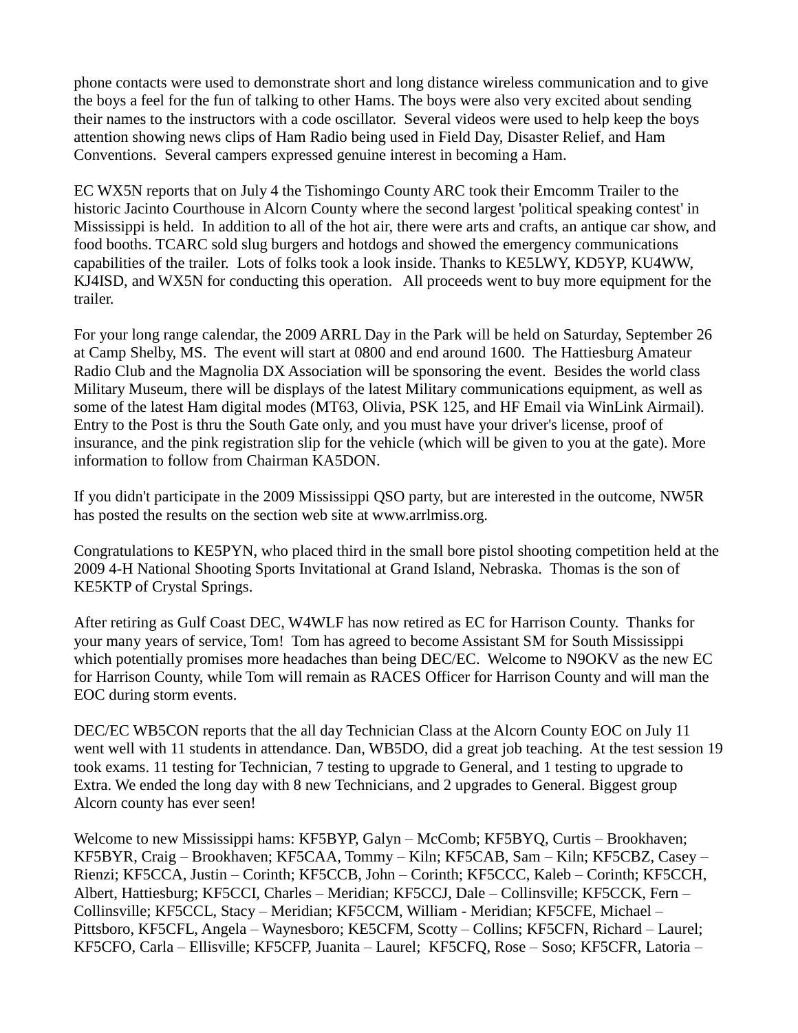phone contacts were used to demonstrate short and long distance wireless communication and to give the boys a feel for the fun of talking to other Hams. The boys were also very excited about sending their names to the instructors with a code oscillator. Several videos were used to help keep the boys attention showing news clips of Ham Radio being used in Field Day, Disaster Relief, and Ham Conventions. Several campers expressed genuine interest in becoming a Ham.

EC WX5N reports that on July 4 the Tishomingo County ARC took their Emcomm Trailer to the historic Jacinto Courthouse in Alcorn County where the second largest 'political speaking contest' in Mississippi is held. In addition to all of the hot air, there were arts and crafts, an antique car show, and food booths. TCARC sold slug burgers and hotdogs and showed the emergency communications capabilities of the trailer. Lots of folks took a look inside. Thanks to KE5LWY, KD5YP, KU4WW, KJ4ISD, and WX5N for conducting this operation. All proceeds went to buy more equipment for the trailer.

For your long range calendar, the 2009 ARRL Day in the Park will be held on Saturday, September 26 at Camp Shelby, MS. The event will start at 0800 and end around 1600. The Hattiesburg Amateur Radio Club and the Magnolia DX Association will be sponsoring the event. Besides the world class Military Museum, there will be displays of the latest Military communications equipment, as well as some of the latest Ham digital modes (MT63, Olivia, PSK 125, and HF Email via WinLink Airmail). Entry to the Post is thru the South Gate only, and you must have your driver's license, proof of insurance, and the pink registration slip for the vehicle (which will be given to you at the gate). More information to follow from Chairman KA5DON.

If you didn't participate in the 2009 Mississippi QSO party, but are interested in the outcome, NW5R has posted the results on the section web site at www.arrlmiss.org.

Congratulations to KE5PYN, who placed third in the small bore pistol shooting competition held at the 2009 4-H National Shooting Sports Invitational at Grand Island, Nebraska. Thomas is the son of KE5KTP of Crystal Springs.

After retiring as Gulf Coast DEC, W4WLF has now retired as EC for Harrison County. Thanks for your many years of service, Tom! Tom has agreed to become Assistant SM for South Mississippi which potentially promises more headaches than being DEC/EC. Welcome to N9OKV as the new EC for Harrison County, while Tom will remain as RACES Officer for Harrison County and will man the EOC during storm events.

DEC/EC WB5CON reports that the all day Technician Class at the Alcorn County EOC on July 11 went well with 11 students in attendance. Dan, WB5DO, did a great job teaching. At the test session 19 took exams. 11 testing for Technician, 7 testing to upgrade to General, and 1 testing to upgrade to Extra. We ended the long day with 8 new Technicians, and 2 upgrades to General. Biggest group Alcorn county has ever seen!

Welcome to new Mississippi hams: KF5BYP, Galyn – McComb; KF5BYQ, Curtis – Brookhaven; KF5BYR, Craig – Brookhaven; KF5CAA, Tommy – Kiln; KF5CAB, Sam – Kiln; KF5CBZ, Casey – Rienzi; KF5CCA, Justin – Corinth; KF5CCB, John – Corinth; KF5CCC, Kaleb – Corinth; KF5CCH, Albert, Hattiesburg; KF5CCI, Charles – Meridian; KF5CCJ, Dale – Collinsville; KF5CCK, Fern – Collinsville; KF5CCL, Stacy – Meridian; KF5CCM, William - Meridian; KF5CFE, Michael – Pittsboro, KF5CFL, Angela – Waynesboro; KE5CFM, Scotty – Collins; KF5CFN, Richard – Laurel; KF5CFO, Carla – Ellisville; KF5CFP, Juanita – Laurel; KF5CFQ, Rose – Soso; KF5CFR, Latoria –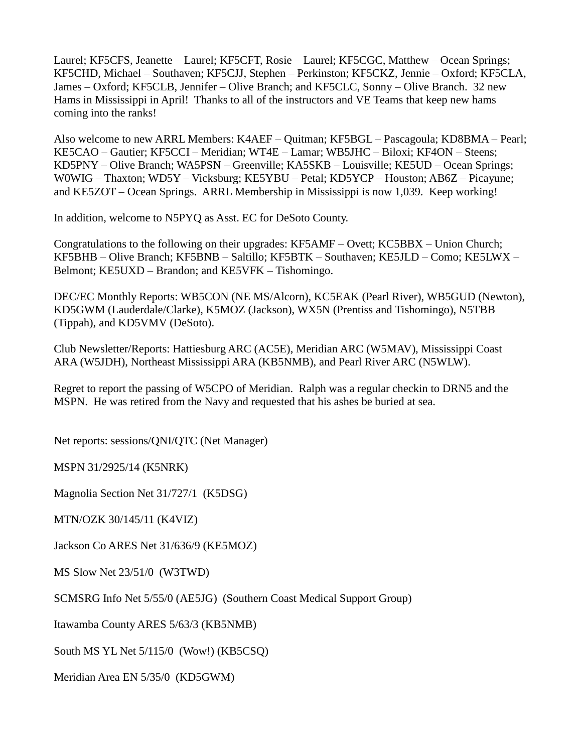Laurel; KF5CFS, Jeanette – Laurel; KF5CFT, Rosie – Laurel; KF5CGC, Matthew – Ocean Springs; KF5CHD, Michael – Southaven; KF5CJJ, Stephen – Perkinston; KF5CKZ, Jennie – Oxford; KF5CLA, James – Oxford; KF5CLB, Jennifer – Olive Branch; and KF5CLC, Sonny – Olive Branch. 32 new Hams in Mississippi in April! Thanks to all of the instructors and VE Teams that keep new hams coming into the ranks!

Also welcome to new ARRL Members: K4AEF – Quitman; KF5BGL – Pascagoula; KD8BMA – Pearl; KE5CAO – Gautier; KF5CCI – Meridian; WT4E – Lamar; WB5JHC – Biloxi; KF4ON – Steens; KD5PNY – Olive Branch; WA5PSN – Greenville; KA5SKB – Louisville; KE5UD – Ocean Springs; W0WIG – Thaxton; WD5Y – Vicksburg; KE5YBU – Petal; KD5YCP – Houston; AB6Z – Picayune; and KE5ZOT – Ocean Springs. ARRL Membership in Mississippi is now 1,039. Keep working!

In addition, welcome to N5PYQ as Asst. EC for DeSoto County.

Congratulations to the following on their upgrades: KF5AMF – Ovett; KC5BBX – Union Church; KF5BHB – Olive Branch; KF5BNB – Saltillo; KF5BTK – Southaven; KE5JLD – Como; KE5LWX – Belmont; KE5UXD – Brandon; and KE5VFK – Tishomingo.

DEC/EC Monthly Reports: WB5CON (NE MS/Alcorn), KC5EAK (Pearl River), WB5GUD (Newton), KD5GWM (Lauderdale/Clarke), K5MOZ (Jackson), WX5N (Prentiss and Tishomingo), N5TBB (Tippah), and KD5VMV (DeSoto).

Club Newsletter/Reports: Hattiesburg ARC (AC5E), Meridian ARC (W5MAV), Mississippi Coast ARA (W5JDH), Northeast Mississippi ARA (KB5NMB), and Pearl River ARC (N5WLW).

Regret to report the passing of W5CPO of Meridian. Ralph was a regular checkin to DRN5 and the MSPN. He was retired from the Navy and requested that his ashes be buried at sea.

Net reports: sessions/QNI/QTC (Net Manager)

MSPN 31/2925/14 (K5NRK)

Magnolia Section Net 31/727/1 (K5DSG)

MTN/OZK 30/145/11 (K4VIZ)

Jackson Co ARES Net 31/636/9 (KE5MOZ)

MS Slow Net 23/51/0 (W3TWD)

SCMSRG Info Net 5/55/0 (AE5JG) (Southern Coast Medical Support Group)

Itawamba County ARES 5/63/3 (KB5NMB)

South MS YL Net 5/115/0 (Wow!) (KB5CSQ)

Meridian Area EN 5/35/0 (KD5GWM)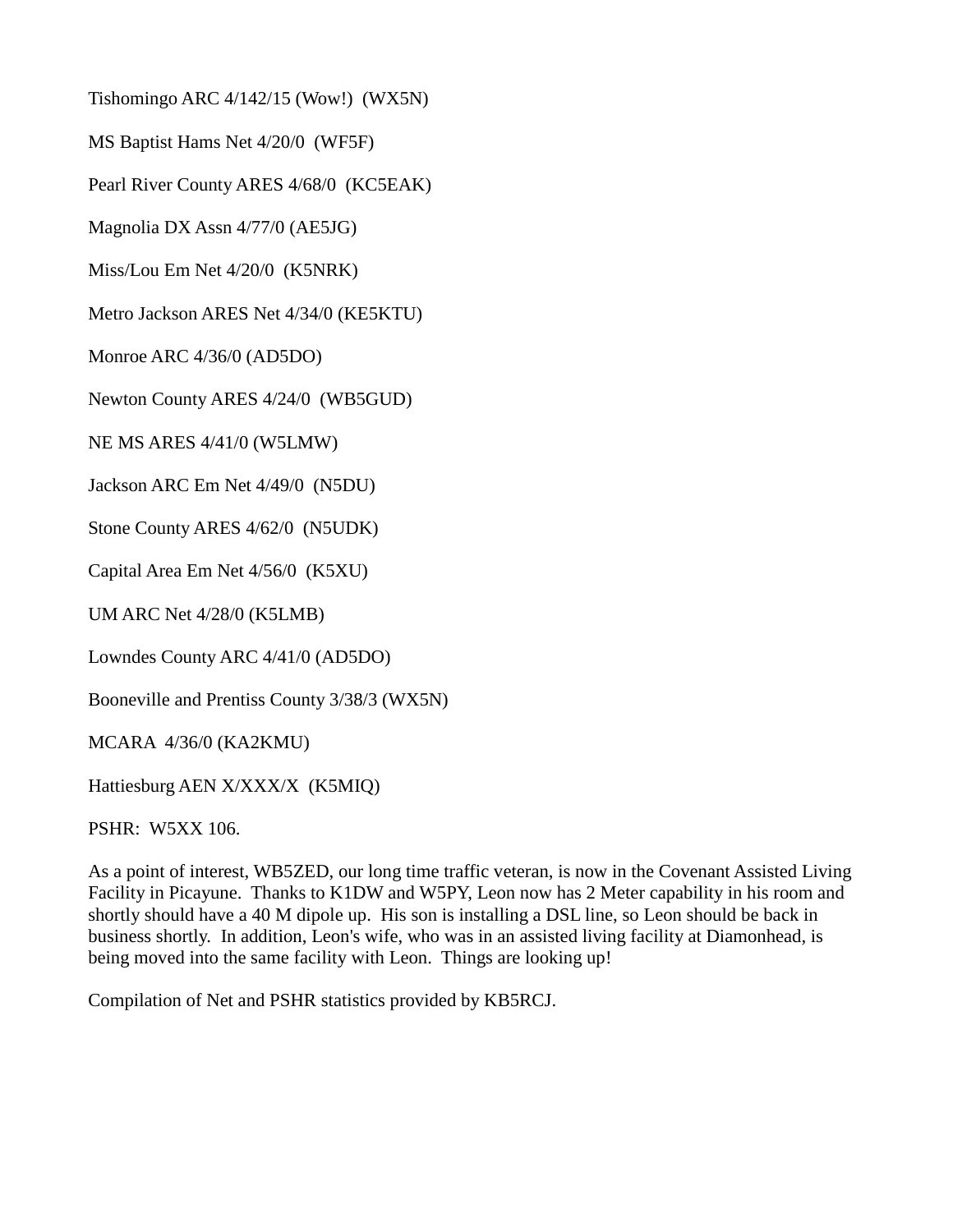Tishomingo ARC 4/142/15 (Wow!)  (WX5N)

MS Baptist Hams Net 4/20/0  (WF5F)

Pearl River County ARES 4/68/0  (KC5EAK)

Magnolia DX Assn 4/77/0 (AE5JG)

Miss/Lou Em Net 4/20/0  (K5NRK)

Metro Jackson ARES Net 4/34/0 (KE5KTU)

Monroe ARC 4/36/0 (AD5DO)

Newton County ARES 4/24/0  (WB5GUD)

NE MS ARES 4/41/0 (W5LMW)

Jackson ARC Em Net 4/49/0  (N5DU)

Stone County ARES 4/62/0  (N5UDK)

Capital Area Em Net 4/56/0  (K5XU)

UM ARC Net 4/28/0 (K5LMB)

Lowndes County ARC 4/41/0 (AD5DO)

Booneville and Prentiss County 3/38/3 (WX5N)

MCARA  4/36/0 (KA2KMU)

Hattiesburg AEN X/XXX/X  (K5MIQ)

PSHR:  W5XX 106.

As a point of interest, WB5ZED, our long time traffic veteran, is now in the Covenant Assisted Living Facility in Picayune.  Thanks to K1DW and W5PY, Leon now has 2 Meter capability in his room and shortly should have a 40 M dipole up.  His son is installing a DSL line, so Leon should be back in business shortly.  In addition, Leon's wife, who was in an assisted living facility at Diamonhead, is being moved into the same facility with Leon.  Things are looking up!

Compilation of Net and PSHR statistics provided by KB5RCJ.